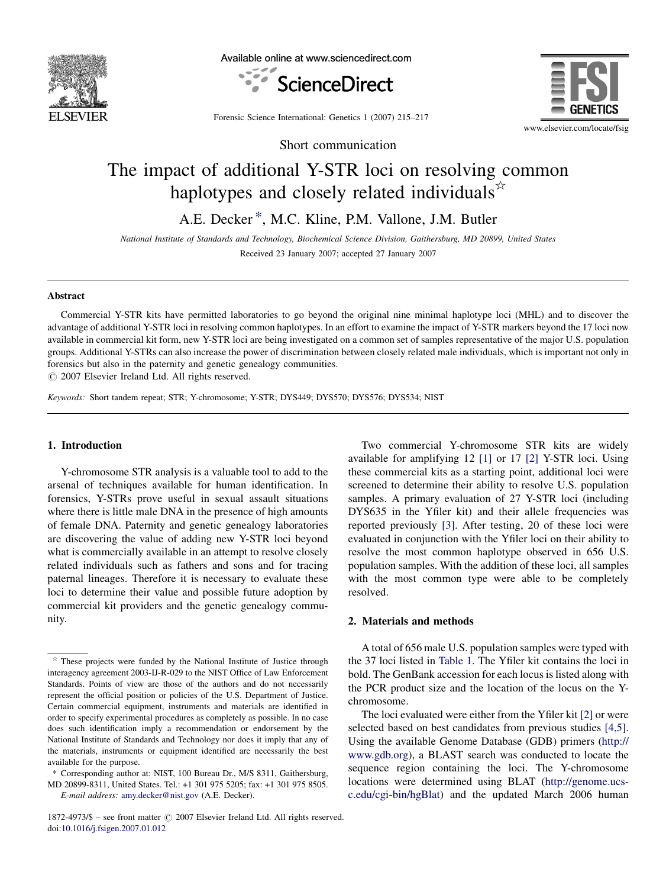Short communication

# The impact of additional Y-STR loci on resolving common haplotypes and closely related individuals ☆

A.E. Decker *, M.C. Kline, P.M. Vallone, J.M. Butler

*National Institute of Standards and Technology, Biochemical Science Division, Gaithersburg, MD 20899, United States*

Received 23 January 2007; accepted 27 January 2007

## Abstract

Commercial Y-STR kits have permitted laboratories to go beyond the original nine minimal haplotype loci (MHL) and to discover the advantage of additional Y-STR loci in resolving common haplotypes. In an effort to examine the impact of Y-STR markers beyond the 17 loci now available in commercial kit form, new Y-STR loci are being investigated on a common set of samples representative of the major U.S. population groups. Additional Y-STRs can also increase the power of discrimination between closely related male individuals, which is important not only in forensics but also in the paternity and genetic genealogy communities.

© 2007 Elsevier Ireland Ltd. All rights reserved.

*Keywords:* Short tandem repeat; STR; Y-chromosome; Y-STR; DYS449; DYS570; DYS576; DYS534; NIST

## 1. Introduction

Y-chromosome STR analysis is a valuable tool to add to the arsenal of techniques available for human identification. In forensics, Y-STRs prove useful in sexual assault situations where there is little male DNA in the presence of high amounts of female DNA. Paternity and genetic genealogy laboratories are discovering the value of adding new Y-STR loci beyond what is commercially available in an attempt to resolve closely related individuals such as fathers and sons and for tracing paternal lineages. Therefore it is necessary to evaluate these loci to determine their value and possible future adoption by commercial kit providers and the genetic genealogy community.

Two commercial Y-chromosome STR kits are widely available for amplifying 12 [1] or 17 [2] Y-STR loci. Using these commercial kits as a starting point, additional loci were screened to determine their ability to resolve U.S. population samples. A primary evaluation of 27 Y-STR loci (including DYS635 in the Yfiler kit) and their allele frequencies was reported previously [3]. After testing, 20 of these loci were evaluated in conjunction with the Yfiler loci on their ability to resolve the most common haplotype observed in 656 U.S. population samples. With the addition of these loci, all samples with the most common type were able to be completely resolved.

## 2. Materials and methods

A total of 656 male U.S. population samples were typed with the 37 loci listed in Table 1. The Yfiler kit contains the loci in bold. The GenBank accession for each locus is listed along with the PCR product size and the location of the locus on the Y-chromosome.

The loci evaluated were either from the Yfiler kit [2] or were selected based on best candidates from previous studies [4,5]. Using the available Genome Database (GDB) primers (http://www.gdb.org), a BLAST search was conducted to locate the sequence region containing the loci. The Y-chromosome locations were determined using BLAT (http://genome.ucsc.edu/cgi-bin/hgBlat) and the updated March 2006 human

---

☆ These projects were funded by the National Institute of Justice through interagency agreement 2003-IJ-R-029 to the NIST Office of Law Enforcement Standards. Points of view are those of the authors and do not necessarily represent the official position or policies of the U.S. Department of Justice. Certain commercial equipment, instruments and materials are identified in order to specify experimental procedures as completely as possible. In no case does such identification imply a recommendation or endorsement by the National Institute of Standards and Technology nor does it imply that any of the materials, instruments or equipment identified are necessarily the best available for the purpose.

\* Corresponding author at: NIST, 100 Bureau Dr., M/S 8311, Gaithersburg, MD 20899-8311, United States. Tel.: +1 301 975 5205; fax: +1 301 975 8505. *E-mail address:* amy.decker@nist.gov (A.E. Decker).

1872-4973/$ – see front matter © 2007 Elsevier Ireland Ltd. All rights reserved.
doi:10.1016/j.fsigen.2007.01.012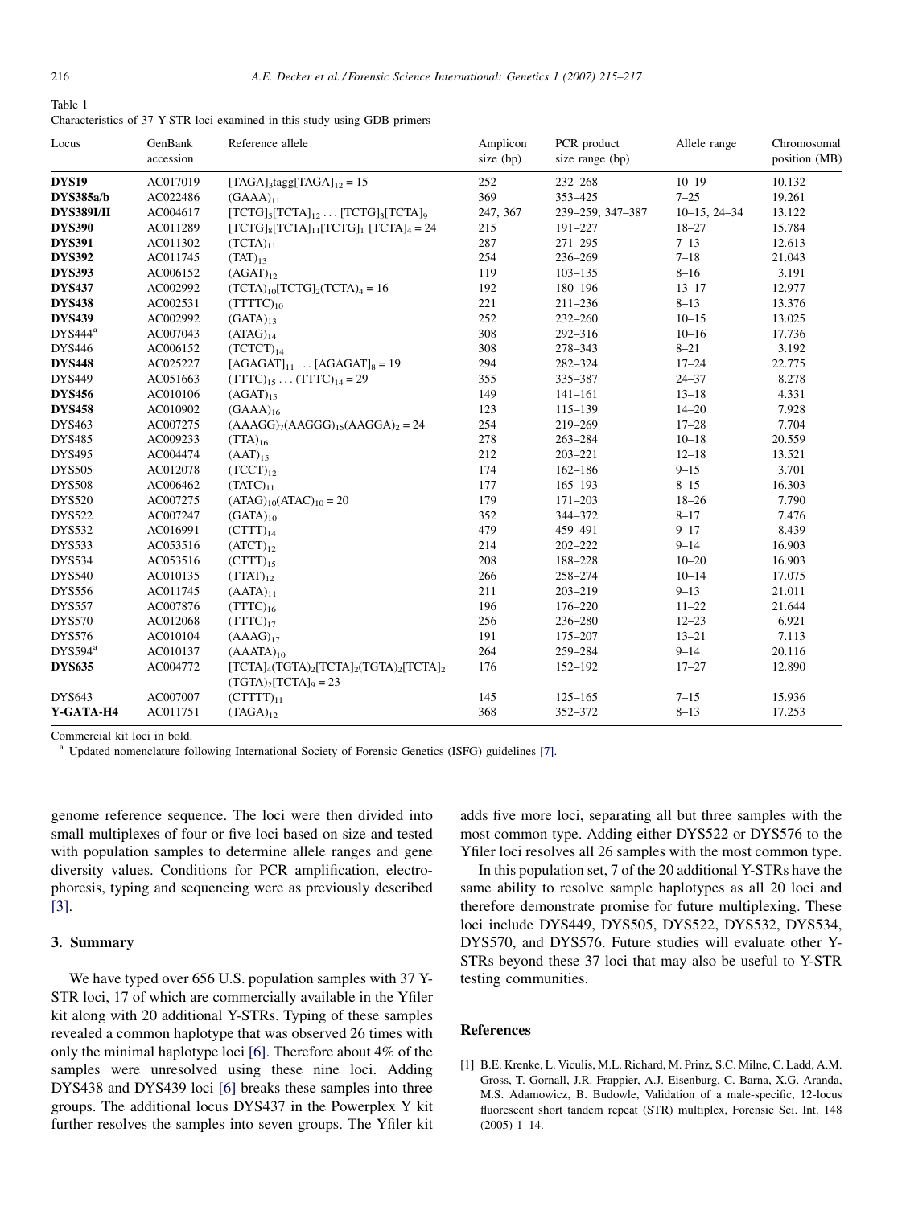Table 1
Characteristics of 37 Y-STR loci examined in this study using GDB primers

| Locus | GenBank accession | Reference allele | Amplicon size (bp) | PCR product size range (bp) | Allele range | Chromosomal position (MB) |
|---|---|---|---|---|---|---|
| **DYS19** | AC017019 | $[TAGA]_3tagg[TAGA]_{12} = 15$ | 252 | 232–268 | 10–19 | 10.132 |
| **DYS385a/b** | AC022486 | $(GAAA)_{11}$ | 369 | 353–425 | 7–25 | 19.261 |
| **DYS389I/II** | AC004617 | $[TCTG]_5[TCTA]_{12} \ldots [TCTG]_3[TCTA]_9$ | 247, 367 | 239–259, 347–387 | 10–15, 24–34 | 13.122 |
| **DYS390** | AC011289 | $[TCTG]_8[TCTA]_{11}[TCTG]_1$ $[TCTA]_4 = 24$ | 215 | 191–227 | 18–27 | 15.784 |
| **DYS391** | AC011302 | $(TCTA)_{11}$ | 287 | 271–295 | 7–13 | 12.613 |
| **DYS392** | AC011745 | $(TAT)_{13}$ | 254 | 236–269 | 7–18 | 21.043 |
| **DYS393** | AC006152 | $(AGAT)_{12}$ | 119 | 103–135 | 8–16 | 3.191 |
| **DYS437** | AC002992 | $(TCTA)_{10}[TCTG]_2(TCTA)_4 = 16$ | 192 | 180–196 | 13–17 | 12.977 |
| **DYS438** | AC002531 | $(TTTTC)_{10}$ | 221 | 211–236 | 8–13 | 13.376 |
| **DYS439** | AC002992 | $(GATA)_{13}$ | 252 | 232–260 | 10–15 | 13.025 |
| DYS444[a] | AC007043 | $(ATAG)_{14}$ | 308 | 292–316 | 10–16 | 17.736 |
| DYS446 | AC006152 | $(TCTCT)_{14}$ | 308 | 278–343 | 8–21 | 3.192 |
| **DYS448** | AC025227 | $[AGAGAT]_{11} \ldots [AGAGAT]_8 = 19$ | 294 | 282–324 | 17–24 | 22.775 |
| DYS449 | AC051663 | $(TTTC)_{15} \ldots (TTTC)_{14} = 29$ | 355 | 335–387 | 24–37 | 8.278 |
| **DYS456** | AC010106 | $(AGAT)_{15}$ | 149 | 141–161 | 13–18 | 4.331 |
| **DYS458** | AC010902 | $(GAAA)_{16}$ | 123 | 115–139 | 14–20 | 7.928 |
| DYS463 | AC007275 | $(AAAGG)_7(AAGGG)_{15}(AAGGA)_2 = 24$ | 254 | 219–269 | 17–28 | 7.704 |
| DYS485 | AC009233 | $(TTA)_{16}$ | 278 | 263–284 | 10–18 | 20.559 |
| DYS495 | AC004474 | $(AAT)_{15}$ | 212 | 203–221 | 12–18 | 13.521 |
| DYS505 | AC012078 | $(TCCT)_{12}$ | 174 | 162–186 | 9–15 | 3.701 |
| DYS508 | AC006462 | $(TATC)_{11}$ | 177 | 165–193 | 8–15 | 16.303 |
| DYS520 | AC007275 | $(ATAG)_{10}(ATAC)_{10} = 20$ | 179 | 171–203 | 18–26 | 7.790 |
| DYS522 | AC007247 | $(GATA)_{10}$ | 352 | 344–372 | 8–17 | 7.476 |
| DYS532 | AC016991 | $(CTTT)_{14}$ | 479 | 459–491 | 9–17 | 8.439 |
| DYS533 | AC053516 | $(ATCT)_{12}$ | 214 | 202–222 | 9–14 | 16.903 |
| DYS534 | AC053516 | $(CTTT)_{15}$ | 208 | 188–228 | 10–20 | 16.903 |
| DYS540 | AC010135 | $(TTAT)_{12}$ | 266 | 258–274 | 10–14 | 17.075 |
| DYS556 | AC011745 | $(AATA)_{11}$ | 211 | 203–219 | 9–13 | 21.011 |
| DYS557 | AC007876 | $(TTTC)_{16}$ | 196 | 176–220 | 11–22 | 21.644 |
| DYS570 | AC012068 | $(TTTC)_{17}$ | 256 | 236–280 | 12–23 | 6.921 |
| DYS576 | AC010104 | $(AAAG)_{17}$ | 191 | 175–207 | 13–21 | 7.113 |
| DYS594[a] | AC010137 | $(AAATA)_{10}$ | 264 | 259–284 | 9–14 | 20.116 |
| **DYS635** | AC004772 | $[TCTA]_4(TGTA)_2[TCTA]_2(TGTA)_2[TCTA]_2(TGTA)_2[TCTA]_9 = 23$ | 176 | 152–192 | 17–27 | 12.890 |
| DYS643 | AC007007 | $(CTTTT)_{11}$ | 145 | 125–165 | 7–15 | 15.936 |
| **Y-GATA-H4** | AC011751 | $(TAGA)_{12}$ | 368 | 352–372 | 8–13 | 17.253 |

Commercial kit loci in bold.
[a] Updated nomenclature following International Society of Forensic Genetics (ISFG) guidelines [7].

genome reference sequence. The loci were then divided into small multiplexes of four or five loci based on size and tested with population samples to determine allele ranges and gene diversity values. Conditions for PCR amplification, electrophoresis, typing and sequencing were as previously described [3].

## 3. Summary

We have typed over 656 U.S. population samples with 37 Y-STR loci, 17 of which are commercially available in the Yfiler kit along with 20 additional Y-STRs. Typing of these samples revealed a common haplotype that was observed 26 times with only the minimal haplotype loci [6]. Therefore about 4% of the samples were unresolved using these nine loci. Adding DYS438 and DYS439 loci [6] breaks these samples into three groups. The additional locus DYS437 in the Powerplex Y kit further resolves the samples into seven groups. The Yfiler kit adds five more loci, separating all but three samples with the most common type. Adding either DYS522 or DYS576 to the Yfiler loci resolves all 26 samples with the most common type.

In this population set, 7 of the 20 additional Y-STRs have the same ability to resolve sample haplotypes as all 20 loci and therefore demonstrate promise for future multiplexing. These loci include DYS449, DYS505, DYS522, DYS532, DYS534, DYS570, and DYS576. Future studies will evaluate other Y-STRs beyond these 37 loci that may also be useful to Y-STR testing communities.

## References

[1] B.E. Krenke, L. Viculis, M.L. Richard, M. Prinz, S.C. Milne, C. Ladd, A.M. Gross, T. Gornall, J.R. Frappier, A.J. Eisenburg, C. Barna, X.G. Aranda, M.S. Adamowicz, B. Budowle, Validation of a male-specific, 12-locus fluorescent short tandem repeat (STR) multiplex, Forensic Sci. Int. 148 (2005) 1–14.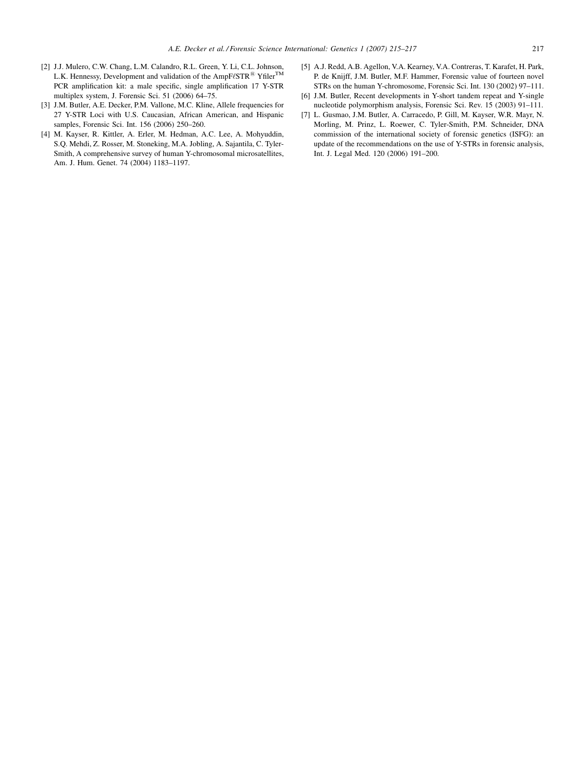[2] J.J. Mulero, C.W. Chang, L.M. Calandro, R.L. Green, Y. Li, C.L. Johnson, L.K. Hennessy, Development and validation of the AmpFℓSTR® Yfiler™ PCR amplification kit: a male specific, single amplification 17 Y-STR multiplex system, J. Forensic Sci. 51 (2006) 64–75.

[3] J.M. Butler, A.E. Decker, P.M. Vallone, M.C. Kline, Allele frequencies for 27 Y-STR Loci with U.S. Caucasian, African American, and Hispanic samples, Forensic Sci. Int. 156 (2006) 250–260.

[4] M. Kayser, R. Kittler, A. Erler, M. Hedman, A.C. Lee, A. Mohyuddin, S.Q. Mehdi, Z. Rosser, M. Stoneking, M.A. Jobling, A. Sajantila, C. Tyler-Smith, A comprehensive survey of human Y-chromosomal microsatellites, Am. J. Hum. Genet. 74 (2004) 1183–1197.

[5] A.J. Redd, A.B. Agellon, V.A. Kearney, V.A. Contreras, T. Karafet, H. Park, P. de Knijff, J.M. Butler, M.F. Hammer, Forensic value of fourteen novel STRs on the human Y-chromosome, Forensic Sci. Int. 130 (2002) 97–111.

[6] J.M. Butler, Recent developments in Y-short tandem repeat and Y-single nucleotide polymorphism analysis, Forensic Sci. Rev. 15 (2003) 91–111.

[7] L. Gusmao, J.M. Butler, A. Carracedo, P. Gill, M. Kayser, W.R. Mayr, N. Morling, M. Prinz, L. Roewer, C. Tyler-Smith, P.M. Schneider, DNA commission of the international society of forensic genetics (ISFG): an update of the recommendations on the use of Y-STRs in forensic analysis, Int. J. Legal Med. 120 (2006) 191–200.